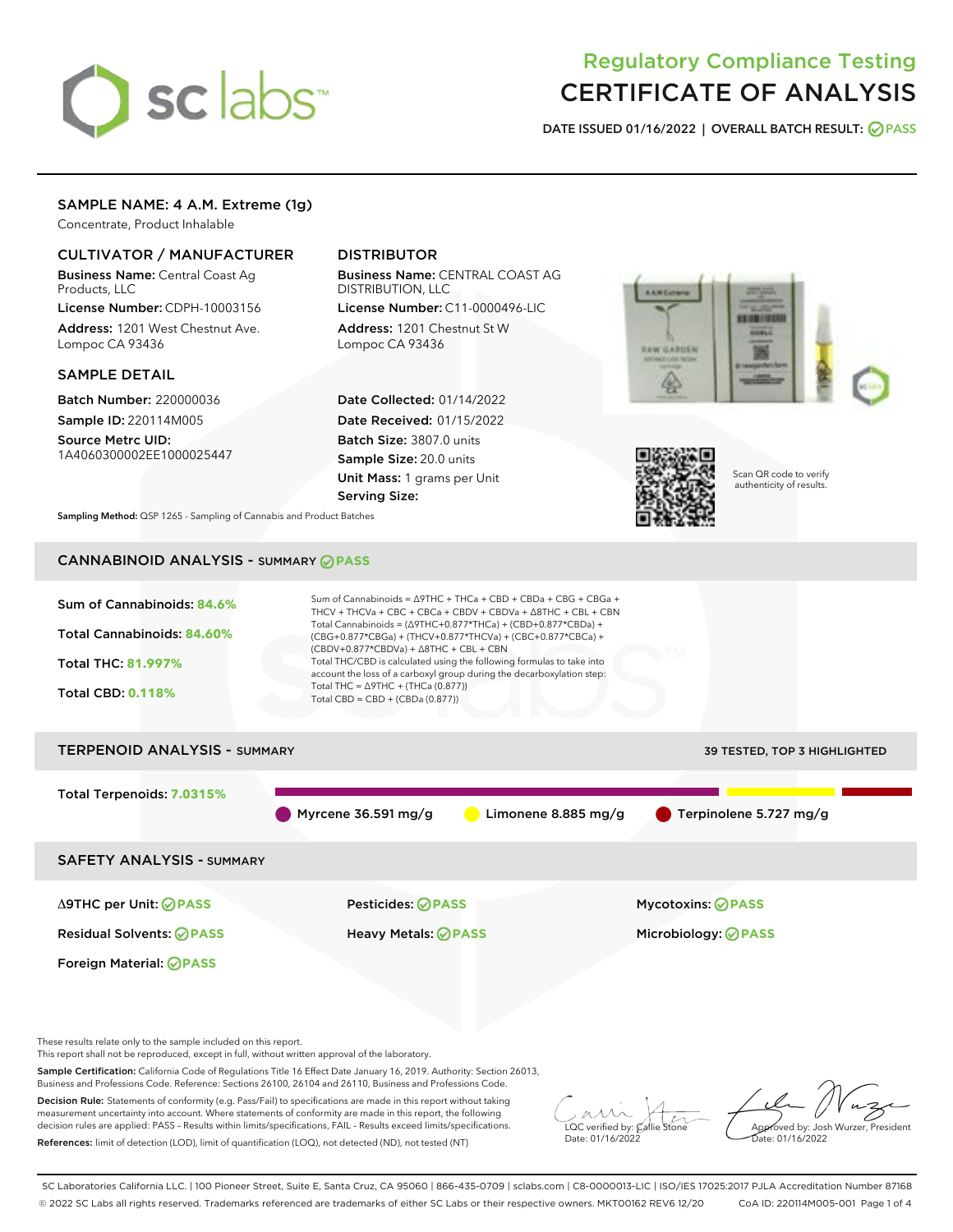# Regulatory Compliance Testing
# CERTIFICATE OF ANALYSIS

**DATE ISSUED** 01/16/2022 | **OVERALL BATCH RESULT:** PASS

## SAMPLE NAME: 4 A.M. Extreme (1g)

Concentrate, Product Inhalable

### CULTIVATOR / MANUFACTURER

**Business Name:** Central Coast Ag Products, LLC

**License Number:** CDPH-10003156

**Address:** 1201 West Chestnut Ave. Lompoc CA 93436

### DISTRIBUTOR

**Business Name:** CENTRAL COAST AG DISTRIBUTION, LLC

**License Number:** C11-0000496-LIC

**Address:** 1201 Chestnut St W Lompoc CA 93436

### SAMPLE DETAIL

**Batch Number:** 220000036

**Sample ID:** 220114M005

**Source Metrc UID:** 1A4060300002EE1000025447

**Date Collected:** 01/14/2022

**Date Received:** 01/15/2022

**Batch Size:** 3807.0 units

**Sample Size:** 20.0 units

**Unit Mass:** 1 grams per Unit

**Serving Size:**

Scan QR code to verify authenticity of results.

**Sampling Method:** QSP 1265 - Sampling of Cannabis and Product Batches

## CANNABINOID ANALYSIS - SUMMARY PASS

**Sum of Cannabinoids:** 84.6%

**Total Cannabinoids:** 84.60%

**Total THC:** 81.997%

**Total CBD:** 0.118%

Sum of Cannabinoids = Δ9THC + THCa + CBD + CBDa + CBG + CBGa + THCV + THCVa + CBC + CBCa + CBDV + CBDVa + Δ8THC + CBL + CBN

Total Cannabinoids = (Δ9THC+0.877*THCa) + (CBD+0.877*CBDa) + (CBG+0.877*CBGa) + (THCV+0.877*THCVa) + (CBC+0.877*CBCa) + (CBDV+0.877*CBDVa) + Δ8THC + CBL + CBN

Total THC/CBD is calculated using the following formulas to take into account the loss of a carboxyl group during the decarboxylation step:

Total THC = Δ9THC + (THCa (0.877))

Total CBD = CBD + (CBDa (0.877))

## TERPENOID ANALYSIS - SUMMARY

39 TESTED, TOP 3 HIGHLIGHTED

**Total Terpenoids:** 7.0315%

Myrcene 36.591 mg/g | Limonene 8.885 mg/g | Terpinolene 5.727 mg/g

## SAFETY ANALYSIS - SUMMARY

| | | |
|---|---|---|
| Δ9THC per Unit: PASS | Pesticides: PASS | Mycotoxins: PASS |
| Residual Solvents: PASS | Heavy Metals: PASS | Microbiology: PASS |
| Foreign Material: PASS | | |

These results relate only to the sample included on this report.
This report shall not be reproduced, except in full, without written approval of the laboratory.

**Sample Certification:** California Code of Regulations Title 16 Effect Date January 16, 2019. Authority: Section 26013, Business and Professions Code. Reference: Sections 26100, 26104 and 26110, Business and Professions Code.

**Decision Rule:** Statements of conformity (e.g. Pass/Fail) to specifications are made in this report without taking measurement uncertainty into account. Where statements of conformity are made in this report, the following decision rules are applied: PASS – Results within limits/specifications, FAIL – Results exceed limits/specifications.

**References:** limit of detection (LOD), limit of quantification (LOQ), not detected (ND), not tested (NT)

LQC verified by: Callie Stone
Date: 01/16/2022

Approved by: Josh Wurzer, President
Date: 01/16/2022

SC Laboratories California LLC. | 100 Pioneer Street, Suite E, Santa Cruz, CA 95060 | 866-435-0709 | sclabs.com | C8-0000013-LIC | ISO/IES 17025:2017 PJLA Accreditation Number 87168
© 2022 SC Labs all rights reserved. Trademarks referenced are trademarks of either SC Labs or their respective owners. MKT00162 REV6 12/20 CoA ID: 220114M005-001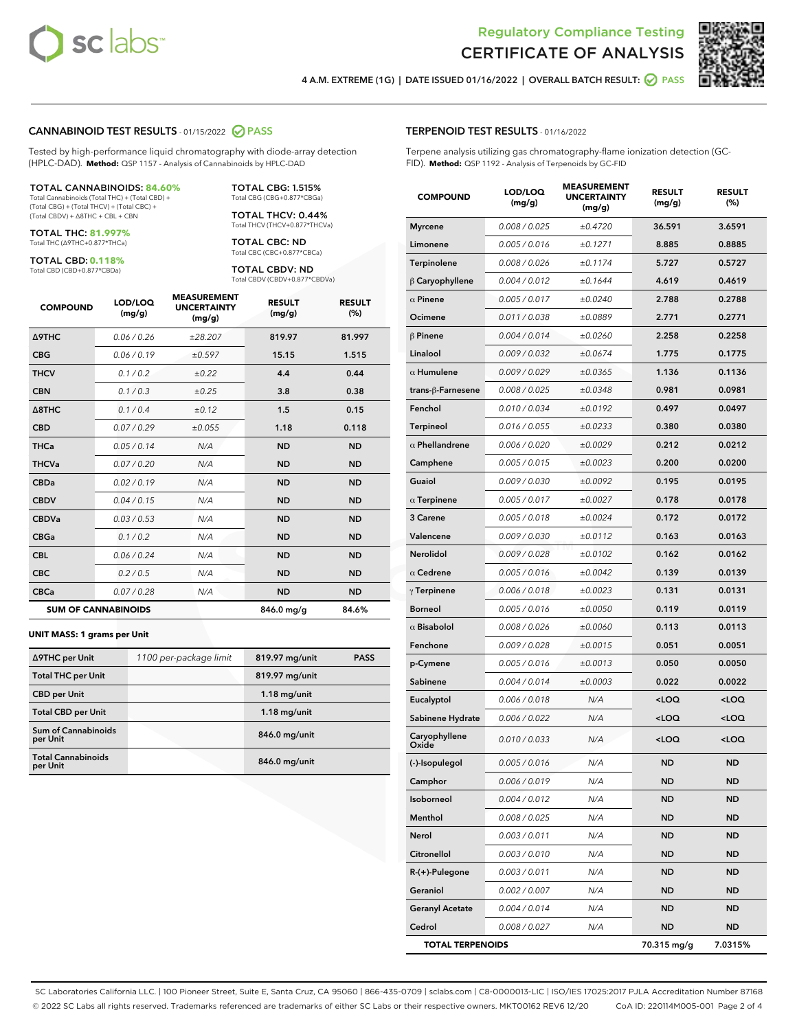Regulatory Compliance Testing

# CERTIFICATE OF ANALYSIS

4 A.M. EXTREME (1G) | DATE ISSUED 01/16/2022 | OVERALL BATCH RESULT: PASS

## CANNABINOID TEST RESULTS - 01/15/2022 PASS

Tested by high-performance liquid chromatography with diode-array detection (HPLC-DAD). **Method:** QSP 1157 - Analysis of Cannabinoids by HPLC-DAD

**TOTAL CANNABINOIDS: 84.60%**
Total Cannabinoids (Total THC) + (Total CBD) + (Total CBG) + (Total THCV) + (Total CBC) + (Total CBDV) + Δ8THC + CBL + CBN

**TOTAL THC: 81.997%**
Total THC (Δ9THC+0.877*THCa)

**TOTAL CBD: 0.118%**
Total CBD (CBD+0.877*CBDa)

**TOTAL CBG: 1.515%**
Total CBG (CBG+0.877*CBGa)

**TOTAL THCV: 0.44%**
Total THCV (THCV+0.877*THCVa)

**TOTAL CBC: ND**
Total CBC (CBC+0.877*CBCa)

**TOTAL CBDV: ND**
Total CBDV (CBDV+0.877*CBDVa)

| COMPOUND | LOD/LOQ (mg/g) | MEASUREMENT UNCERTAINTY (mg/g) | RESULT (mg/g) | RESULT (%) |
|---|---|---|---|---|
| Δ9THC | 0.06 / 0.26 | ±28.207 | 819.97 | 81.997 |
| CBG | 0.06 / 0.19 | ±0.597 | 15.15 | 1.515 |
| THCV | 0.1 / 0.2 | ±0.22 | 4.4 | 0.44 |
| CBN | 0.1 / 0.3 | ±0.25 | 3.8 | 0.38 |
| Δ8THC | 0.1 / 0.4 | ±0.12 | 1.5 | 0.15 |
| CBD | 0.07 / 0.29 | ±0.055 | 1.18 | 0.118 |
| THCa | 0.05 / 0.14 | N/A | ND | ND |
| THCVa | 0.07 / 0.20 | N/A | ND | ND |
| CBDa | 0.02 / 0.19 | N/A | ND | ND |
| CBDV | 0.04 / 0.15 | N/A | ND | ND |
| CBDVa | 0.03 / 0.53 | N/A | ND | ND |
| CBGa | 0.1 / 0.2 | N/A | ND | ND |
| CBL | 0.06 / 0.24 | N/A | ND | ND |
| CBC | 0.2 / 0.5 | N/A | ND | ND |
| CBCa | 0.07 / 0.28 | N/A | ND | ND |
| **SUM OF CANNABINOIDS** | | | 846.0 mg/g | 84.6% |

**UNIT MASS: 1 grams per Unit**

| | | | |
|---|---|---|---|
| Δ9THC per Unit | 1100 per-package limit | 819.97 mg/unit | PASS |
| Total THC per Unit | | 819.97 mg/unit | |
| CBD per Unit | | 1.18 mg/unit | |
| Total CBD per Unit | | 1.18 mg/unit | |
| Sum of Cannabinoids per Unit | | 846.0 mg/unit | |
| Total Cannabinoids per Unit | | 846.0 mg/unit | |

## TERPENOID TEST RESULTS - 01/16/2022

Terpene analysis utilizing gas chromatography-flame ionization detection (GC-FID). **Method:** QSP 1192 - Analysis of Terpenoids by GC-FID

| COMPOUND | LOD/LOQ (mg/g) | MEASUREMENT UNCERTAINTY (mg/g) | RESULT (mg/g) | RESULT (%) |
|---|---|---|---|---|
| Myrcene | 0.008 / 0.025 | ±0.4720 | 36.591 | 3.6591 |
| Limonene | 0.005 / 0.016 | ±0.1271 | 8.885 | 0.8885 |
| Terpinolene | 0.008 / 0.026 | ±0.1174 | 5.727 | 0.5727 |
| β Caryophyllene | 0.004 / 0.012 | ±0.1644 | 4.619 | 0.4619 |
| α Pinene | 0.005 / 0.017 | ±0.0240 | 2.788 | 0.2788 |
| Ocimene | 0.011 / 0.038 | ±0.0889 | 2.771 | 0.2771 |
| β Pinene | 0.004 / 0.014 | ±0.0260 | 2.258 | 0.2258 |
| Linalool | 0.009 / 0.032 | ±0.0674 | 1.775 | 0.1775 |
| α Humulene | 0.009 / 0.029 | ±0.0365 | 1.136 | 0.1136 |
| trans-β-Farnesene | 0.008 / 0.025 | ±0.0348 | 0.981 | 0.0981 |
| Fenchol | 0.010 / 0.034 | ±0.0192 | 0.497 | 0.0497 |
| Terpineol | 0.016 / 0.055 | ±0.0233 | 0.380 | 0.0380 |
| α Phellandrene | 0.006 / 0.020 | ±0.0029 | 0.212 | 0.0212 |
| Camphene | 0.005 / 0.015 | ±0.0023 | 0.200 | 0.0200 |
| Guaiol | 0.009 / 0.030 | ±0.0092 | 0.195 | 0.0195 |
| α Terpinene | 0.005 / 0.017 | ±0.0027 | 0.178 | 0.0178 |
| 3 Carene | 0.005 / 0.018 | ±0.0024 | 0.172 | 0.0172 |
| Valencene | 0.009 / 0.030 | ±0.0112 | 0.163 | 0.0163 |
| Nerolidol | 0.009 / 0.028 | ±0.0102 | 0.162 | 0.0162 |
| α Cedrene | 0.005 / 0.016 | ±0.0042 | 0.139 | 0.0139 |
| γ Terpinene | 0.006 / 0.018 | ±0.0023 | 0.131 | 0.0131 |
| Borneol | 0.005 / 0.016 | ±0.0050 | 0.119 | 0.0119 |
| α Bisabolol | 0.008 / 0.026 | ±0.0060 | 0.113 | 0.0113 |
| Fenchone | 0.009 / 0.028 | ±0.0015 | 0.051 | 0.0051 |
| p-Cymene | 0.005 / 0.016 | ±0.0013 | 0.050 | 0.0050 |
| Sabinene | 0.004 / 0.014 | ±0.0003 | 0.022 | 0.0022 |
| Eucalyptol | 0.006 / 0.018 | N/A | <LOQ | <LOQ |
| Sabinene Hydrate | 0.006 / 0.022 | N/A | <LOQ | <LOQ |
| Caryophyllene Oxide | 0.010 / 0.033 | N/A | <LOQ | <LOQ |
| (-)-Isopulegol | 0.005 / 0.016 | N/A | ND | ND |
| Camphor | 0.006 / 0.019 | N/A | ND | ND |
| Isoborneol | 0.004 / 0.012 | N/A | ND | ND |
| Menthol | 0.008 / 0.025 | N/A | ND | ND |
| Nerol | 0.003 / 0.011 | N/A | ND | ND |
| Citronellol | 0.003 / 0.010 | N/A | ND | ND |
| R-(+)-Pulegone | 0.003 / 0.011 | N/A | ND | ND |
| Geraniol | 0.002 / 0.007 | N/A | ND | ND |
| Geranyl Acetate | 0.004 / 0.014 | N/A | ND | ND |
| Cedrol | 0.008 / 0.027 | N/A | ND | ND |
| **TOTAL TERPENOIDS** | | | 70.315 mg/g | 7.0315% |

SC Laboratories California LLC. | 100 Pioneer Street, Suite E, Santa Cruz, CA 95060 | 866-435-0709 | sclabs.com | C8-0000013-LIC | ISO/IES 17025:2017 PJLA Accreditation Number 87168
© 2022 SC Labs all rights reserved. Trademarks referenced are trademarks of either SC Labs or their respective owners. MKT00162 REV6 12/20 CoA ID: 220114M005-001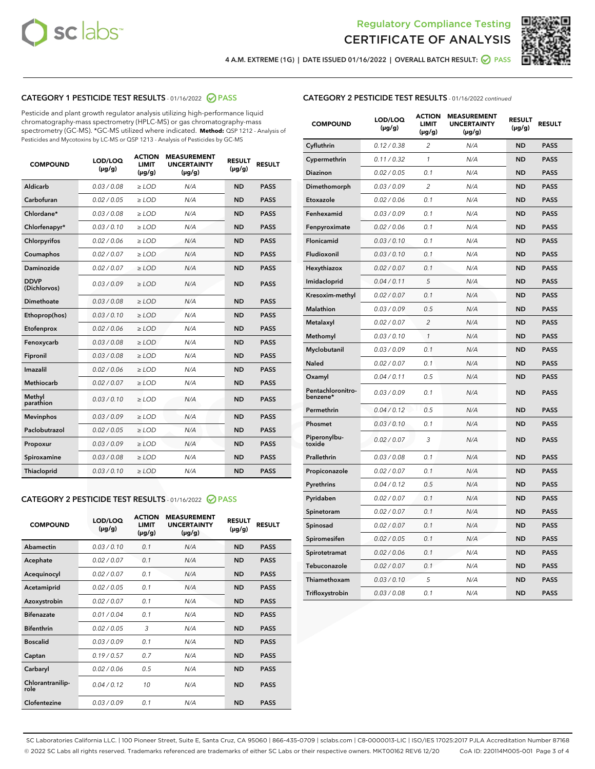Regulatory Compliance Testing

# CERTIFICATE OF ANALYSIS

4 A.M. EXTREME (1G) | DATE ISSUED 01/16/2022 | OVERALL BATCH RESULT: PASS

## CATEGORY 1 PESTICIDE TEST RESULTS - 01/16/2022 PASS

Pesticide and plant growth regulator analysis utilizing high-performance liquid chromatography-mass spectrometry (HPLC-MS) or gas chromatography-mass spectrometry (GC-MS). *GC-MS utilized where indicated. **Method:** QSP 1212 - Analysis of Pesticides and Mycotoxins by LC-MS or QSP 1213 - Analysis of Pesticides by GC-MS

| COMPOUND | LOD/LOQ (µg/g) | ACTION LIMIT (µg/g) | MEASUREMENT UNCERTAINTY (µg/g) | RESULT (µg/g) | RESULT |
|---|---|---|---|---|---|
| Aldicarb | 0.03 / 0.08 | ≥ LOD | N/A | ND | PASS |
| Carbofuran | 0.02 / 0.05 | ≥ LOD | N/A | ND | PASS |
| Chlordane* | 0.03 / 0.08 | ≥ LOD | N/A | ND | PASS |
| Chlorfenapyr* | 0.03 / 0.10 | ≥ LOD | N/A | ND | PASS |
| Chlorpyrifos | 0.02 / 0.06 | ≥ LOD | N/A | ND | PASS |
| Coumaphos | 0.02 / 0.07 | ≥ LOD | N/A | ND | PASS |
| Daminozide | 0.02 / 0.07 | ≥ LOD | N/A | ND | PASS |
| DDVP (Dichlorvos) | 0.03 / 0.09 | ≥ LOD | N/A | ND | PASS |
| Dimethoate | 0.03 / 0.08 | ≥ LOD | N/A | ND | PASS |
| Ethoprop(hos) | 0.03 / 0.10 | ≥ LOD | N/A | ND | PASS |
| Etofenprox | 0.02 / 0.06 | ≥ LOD | N/A | ND | PASS |
| Fenoxycarb | 0.03 / 0.08 | ≥ LOD | N/A | ND | PASS |
| Fipronil | 0.03 / 0.08 | ≥ LOD | N/A | ND | PASS |
| Imazalil | 0.02 / 0.06 | ≥ LOD | N/A | ND | PASS |
| Methiocarb | 0.02 / 0.07 | ≥ LOD | N/A | ND | PASS |
| Methyl parathion | 0.03 / 0.10 | ≥ LOD | N/A | ND | PASS |
| Mevinphos | 0.03 / 0.09 | ≥ LOD | N/A | ND | PASS |
| Paclobutrazol | 0.02 / 0.05 | ≥ LOD | N/A | ND | PASS |
| Propoxur | 0.03 / 0.09 | ≥ LOD | N/A | ND | PASS |
| Spiroxamine | 0.03 / 0.08 | ≥ LOD | N/A | ND | PASS |
| Thiacloprid | 0.03 / 0.10 | ≥ LOD | N/A | ND | PASS |

## CATEGORY 2 PESTICIDE TEST RESULTS - 01/16/2022 PASS

| COMPOUND | LOD/LOQ (µg/g) | ACTION LIMIT (µg/g) | MEASUREMENT UNCERTAINTY (µg/g) | RESULT (µg/g) | RESULT |
|---|---|---|---|---|---|
| Abamectin | 0.03 / 0.10 | 0.1 | N/A | ND | PASS |
| Acephate | 0.02 / 0.07 | 0.1 | N/A | ND | PASS |
| Acequinocyl | 0.02 / 0.07 | 0.1 | N/A | ND | PASS |
| Acetamiprid | 0.02 / 0.05 | 0.1 | N/A | ND | PASS |
| Azoxystrobin | 0.02 / 0.07 | 0.1 | N/A | ND | PASS |
| Bifenazate | 0.01 / 0.04 | 0.1 | N/A | ND | PASS |
| Bifenthrin | 0.02 / 0.05 | 3 | N/A | ND | PASS |
| Boscalid | 0.03 / 0.09 | 0.1 | N/A | ND | PASS |
| Captan | 0.19 / 0.57 | 0.7 | N/A | ND | PASS |
| Carbaryl | 0.02 / 0.06 | 0.5 | N/A | ND | PASS |
| Chlorantraniliprole | 0.04 / 0.12 | 10 | N/A | ND | PASS |
| Clofentezine | 0.03 / 0.09 | 0.1 | N/A | ND | PASS |
| Cyfluthrin | 0.12 / 0.38 | 2 | N/A | ND | PASS |
| Cypermethrin | 0.11 / 0.32 | 1 | N/A | ND | PASS |
| Diazinon | 0.02 / 0.05 | 0.1 | N/A | ND | PASS |
| Dimethomorph | 0.03 / 0.09 | 2 | N/A | ND | PASS |
| Etoxazole | 0.02 / 0.06 | 0.1 | N/A | ND | PASS |
| Fenhexamid | 0.03 / 0.09 | 0.1 | N/A | ND | PASS |
| Fenpyroximate | 0.02 / 0.06 | 0.1 | N/A | ND | PASS |
| Flonicamid | 0.03 / 0.10 | 0.1 | N/A | ND | PASS |
| Fludioxonil | 0.03 / 0.10 | 0.1 | N/A | ND | PASS |
| Hexythiazox | 0.02 / 0.07 | 0.1 | N/A | ND | PASS |
| Imidacloprid | 0.04 / 0.11 | 5 | N/A | ND | PASS |
| Kresoxim-methyl | 0.02 / 0.07 | 0.1 | N/A | ND | PASS |
| Malathion | 0.03 / 0.09 | 0.5 | N/A | ND | PASS |
| Metalaxyl | 0.02 / 0.07 | 2 | N/A | ND | PASS |
| Methomyl | 0.03 / 0.10 | 1 | N/A | ND | PASS |
| Myclobutanil | 0.03 / 0.09 | 0.1 | N/A | ND | PASS |
| Naled | 0.02 / 0.07 | 0.1 | N/A | ND | PASS |
| Oxamyl | 0.04 / 0.11 | 0.5 | N/A | ND | PASS |
| Pentachloronitrobenzene* | 0.03 / 0.09 | 0.1 | N/A | ND | PASS |
| Permethrin | 0.04 / 0.12 | 0.5 | N/A | ND | PASS |
| Phosmet | 0.03 / 0.10 | 0.1 | N/A | ND | PASS |
| Piperonylbutoxide | 0.02 / 0.07 | 3 | N/A | ND | PASS |
| Prallethrin | 0.03 / 0.08 | 0.1 | N/A | ND | PASS |
| Propiconazole | 0.02 / 0.07 | 0.1 | N/A | ND | PASS |
| Pyrethrins | 0.04 / 0.12 | 0.5 | N/A | ND | PASS |
| Pyridaben | 0.02 / 0.07 | 0.1 | N/A | ND | PASS |
| Spinetoram | 0.02 / 0.07 | 0.1 | N/A | ND | PASS |
| Spinosad | 0.02 / 0.07 | 0.1 | N/A | ND | PASS |
| Spiromesifen | 0.02 / 0.05 | 0.1 | N/A | ND | PASS |
| Spirotetramat | 0.02 / 0.06 | 0.1 | N/A | ND | PASS |
| Tebuconazole | 0.02 / 0.07 | 0.1 | N/A | ND | PASS |
| Thiamethoxam | 0.03 / 0.10 | 5 | N/A | ND | PASS |
| Trifloxystrobin | 0.03 / 0.08 | 0.1 | N/A | ND | PASS |

SC Laboratories California LLC. | 100 Pioneer Street, Suite E, Santa Cruz, CA 95060 | 866-435-0709 | sclabs.com | C8-0000013-LIC | ISO/IES 17025:2017 PJLA Accreditation Number 87168
© 2022 SC Labs all rights reserved. Trademarks referenced are trademarks of either SC Labs or their respective owners. MKT00162 REV6 12/20 CoA ID: 220114M005-001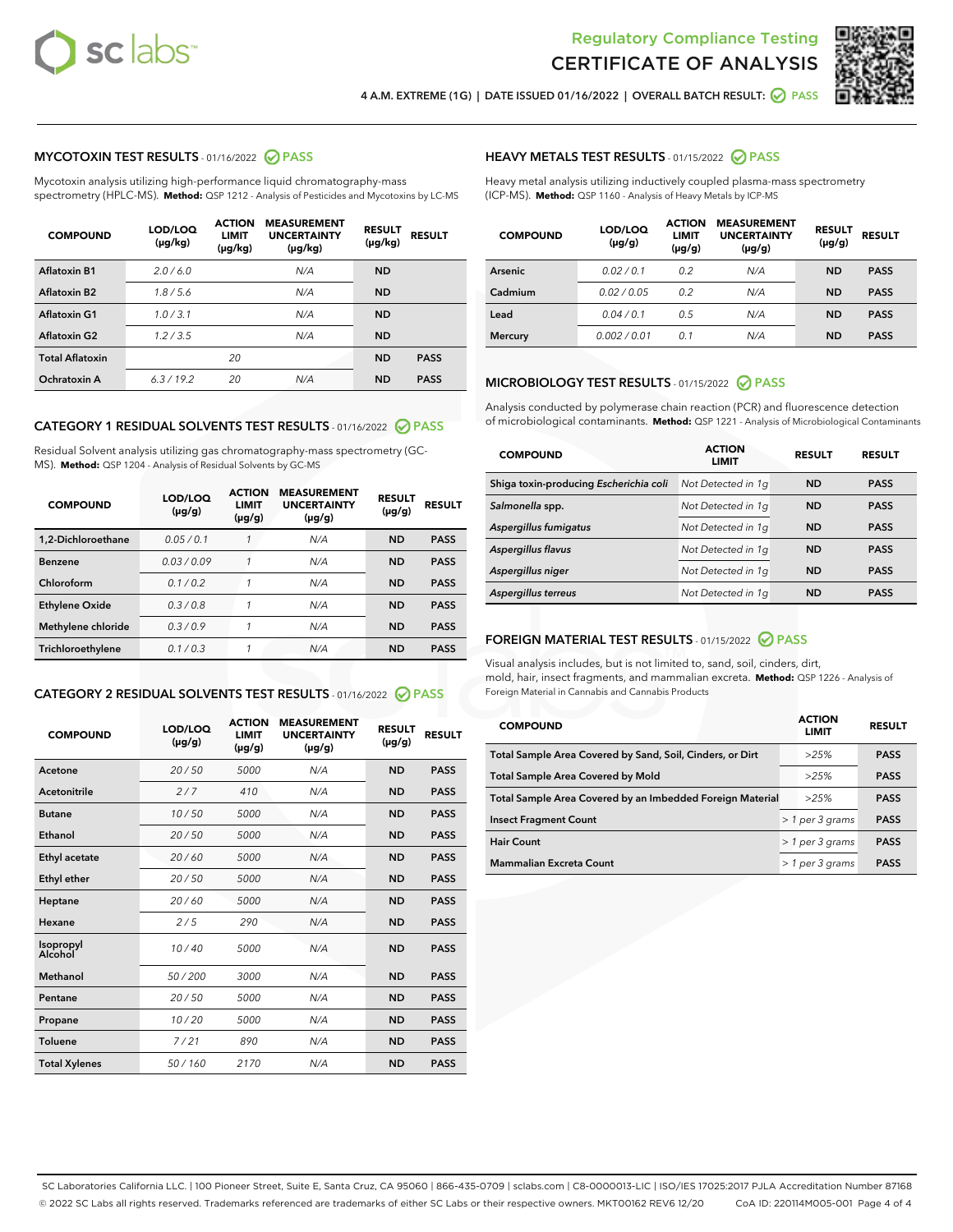Regulatory Compliance Testing

# CERTIFICATE OF ANALYSIS

4 A.M. EXTREME (1G) | DATE ISSUED 01/16/2022 | OVERALL BATCH RESULT: PASS

## MYCOTOXIN TEST RESULTS - 01/16/2022 PASS

Mycotoxin analysis utilizing high-performance liquid chromatography-mass spectrometry (HPLC-MS). **Method:** QSP 1212 - Analysis of Pesticides and Mycotoxins by LC-MS

| COMPOUND | LOD/LOQ (µg/kg) | ACTION LIMIT (µg/kg) | MEASUREMENT UNCERTAINTY (µg/kg) | RESULT (µg/kg) | RESULT |
|---|---|---|---|---|---|
| Aflatoxin B1 | 2.0 / 6.0 | | N/A | ND | |
| Aflatoxin B2 | 1.8 / 5.6 | | N/A | ND | |
| Aflatoxin G1 | 1.0 / 3.1 | | N/A | ND | |
| Aflatoxin G2 | 1.2 / 3.5 | | N/A | ND | |
| Total Aflatoxin | | 20 | | ND | PASS |
| Ochratoxin A | 6.3 / 19.2 | 20 | N/A | ND | PASS |

## CATEGORY 1 RESIDUAL SOLVENTS TEST RESULTS - 01/16/2022 PASS

Residual Solvent analysis utilizing gas chromatography-mass spectrometry (GC-MS). **Method:** QSP 1204 - Analysis of Residual Solvents by GC-MS

| COMPOUND | LOD/LOQ (µg/g) | ACTION LIMIT (µg/g) | MEASUREMENT UNCERTAINTY (µg/g) | RESULT (µg/g) | RESULT |
|---|---|---|---|---|---|
| 1,2-Dichloroethane | 0.05 / 0.1 | 1 | N/A | ND | PASS |
| Benzene | 0.03 / 0.09 | 1 | N/A | ND | PASS |
| Chloroform | 0.1 / 0.2 | 1 | N/A | ND | PASS |
| Ethylene Oxide | 0.3 / 0.8 | 1 | N/A | ND | PASS |
| Methylene chloride | 0.3 / 0.9 | 1 | N/A | ND | PASS |
| Trichloroethylene | 0.1 / 0.3 | 1 | N/A | ND | PASS |

## CATEGORY 2 RESIDUAL SOLVENTS TEST RESULTS - 01/16/2022 PASS

| COMPOUND | LOD/LOQ (µg/g) | ACTION LIMIT (µg/g) | MEASUREMENT UNCERTAINTY (µg/g) | RESULT (µg/g) | RESULT |
|---|---|---|---|---|---|
| Acetone | 20 / 50 | 5000 | N/A | ND | PASS |
| Acetonitrile | 2 / 7 | 410 | N/A | ND | PASS |
| Butane | 10 / 50 | 5000 | N/A | ND | PASS |
| Ethanol | 20 / 50 | 5000 | N/A | ND | PASS |
| Ethyl acetate | 20 / 60 | 5000 | N/A | ND | PASS |
| Ethyl ether | 20 / 50 | 5000 | N/A | ND | PASS |
| Heptane | 20 / 60 | 5000 | N/A | ND | PASS |
| Hexane | 2 / 5 | 290 | N/A | ND | PASS |
| Isopropyl Alcohol | 10 / 40 | 5000 | N/A | ND | PASS |
| Methanol | 50 / 200 | 3000 | N/A | ND | PASS |
| Pentane | 20 / 50 | 5000 | N/A | ND | PASS |
| Propane | 10 / 20 | 5000 | N/A | ND | PASS |
| Toluene | 7 / 21 | 890 | N/A | ND | PASS |
| Total Xylenes | 50 / 160 | 2170 | N/A | ND | PASS |

## HEAVY METALS TEST RESULTS - 01/15/2022 PASS

Heavy metal analysis utilizing inductively coupled plasma-mass spectrometry (ICP-MS). **Method:** QSP 1160 - Analysis of Heavy Metals by ICP-MS

| COMPOUND | LOD/LOQ (µg/g) | ACTION LIMIT (µg/g) | MEASUREMENT UNCERTAINTY (µg/g) | RESULT (µg/g) | RESULT |
|---|---|---|---|---|---|
| Arsenic | 0.02 / 0.1 | 0.2 | N/A | ND | PASS |
| Cadmium | 0.02 / 0.05 | 0.2 | N/A | ND | PASS |
| Lead | 0.04 / 0.1 | 0.5 | N/A | ND | PASS |
| Mercury | 0.002 / 0.01 | 0.1 | N/A | ND | PASS |

## MICROBIOLOGY TEST RESULTS - 01/15/2022 PASS

Analysis conducted by polymerase chain reaction (PCR) and fluorescence detection of microbiological contaminants. **Method:** QSP 1221 - Analysis of Microbiological Contaminants

| COMPOUND | ACTION LIMIT | RESULT | RESULT |
|---|---|---|---|
| Shiga toxin-producing *Escherichia coli* | Not Detected in 1g | ND | PASS |
| *Salmonella* spp. | Not Detected in 1g | ND | PASS |
| *Aspergillus fumigatus* | Not Detected in 1g | ND | PASS |
| *Aspergillus flavus* | Not Detected in 1g | ND | PASS |
| *Aspergillus niger* | Not Detected in 1g | ND | PASS |
| *Aspergillus terreus* | Not Detected in 1g | ND | PASS |

## FOREIGN MATERIAL TEST RESULTS - 01/15/2022 PASS

Visual analysis includes, but is not limited to, sand, soil, cinders, dirt, mold, hair, insect fragments, and mammalian excreta. **Method:** QSP 1226 - Analysis of Foreign Material in Cannabis and Cannabis Products

| COMPOUND | ACTION LIMIT | RESULT |
|---|---|---|
| Total Sample Area Covered by Sand, Soil, Cinders, or Dirt | >25% | PASS |
| Total Sample Area Covered by Mold | >25% | PASS |
| Total Sample Area Covered by an Imbedded Foreign Material | >25% | PASS |
| Insect Fragment Count | > 1 per 3 grams | PASS |
| Hair Count | > 1 per 3 grams | PASS |
| Mammalian Excreta Count | > 1 per 3 grams | PASS |

SC Laboratories California LLC. | 100 Pioneer Street, Suite E, Santa Cruz, CA 95060 | 866-435-0709 | sclabs.com | C8-0000013-LIC | ISO/IES 17025:2017 PJLA Accreditation Number 87168
© 2022 SC Labs all rights reserved. Trademarks referenced are trademarks of either SC Labs or their respective owners. MKT00162 REV6 12/20 CoA ID: 220114M005-001